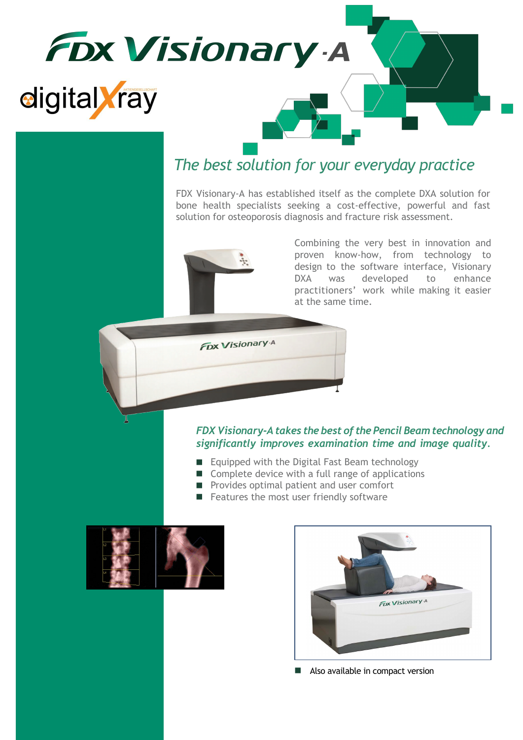# FDX Visionary-A

digitalXray

## *The best solution for your everyday practice*

FDX Visionary-A has established itself as the complete DXA solution for bone health specialists seeking a cost-effective, powerful and fast solution for osteoporosis diagnosis and fracture risk assessment.

Combining the very best in innovation and proven know-how, from technology to design to the software interface, Visionary DXA was developed to enhance practitioners' work while making it easier at the same time.

***FDX Visionary-A takes the best of the Pencil Beam technology and significantly improves examination time and image quality.***

- Equipped with the Digital Fast Beam technology
- Complete device with a full range of applications
- Provides optimal patient and user comfort
- Features the most user friendly software

- Also available in compact version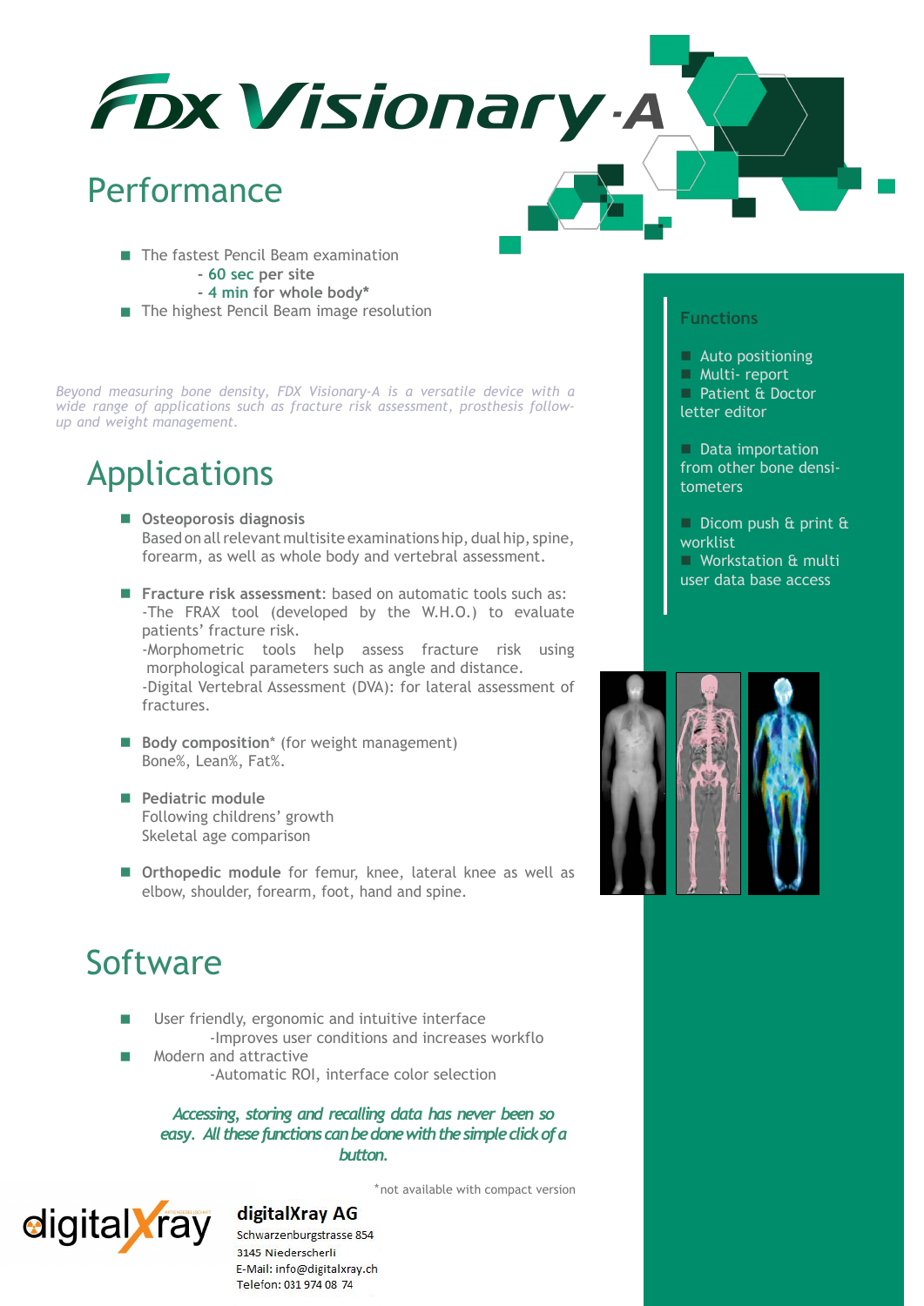# FDX Visionary-A

## Performance

- The fastest Pencil Beam examination
  - 60 sec per site
  - 4 min for whole body*
- The highest Pencil Beam image resolution

*Beyond measuring bone density, FDX Visionary-A is a versatile device with a wide range of applications such as fracture risk assessment, prosthesis follow-up and weight management.*

## Applications

- **Osteoporosis diagnosis**
  Based on all relevant multisite examinations hip, dual hip, spine, forearm, as well as whole body and vertebral assessment.
- **Fracture risk assessment**: based on automatic tools such as:
  -The FRAX tool (developed by the W.H.O.) to evaluate patients' fracture risk.
  -Morphometric tools help assess fracture risk using morphological parameters such as angle and distance.
  -Digital Vertebral Assessment (DVA): for lateral assessment of fractures.
- **Body composition*** (for weight management)
  Bone%, Lean%, Fat%.
- **Pediatric module**
  Following childrens' growth
  Skeletal age comparison
- **Orthopedic module** for femur, knee, lateral knee as well as elbow, shoulder, forearm, foot, hand and spine.

## Software

- User friendly, ergonomic and intuitive interface
  -Improves user conditions and increases workflo
- Modern and attractive
  -Automatic ROI, interface color selection

*Accessing, storing and recalling data has never been so easy. All these functions can be done with the simple click of a button.*

*not available with compact version

### Functions

- Auto positioning
- Multi- report
- Patient & Doctor letter editor
- Data importation from other bone densitometers
- Dicom push & print & worklist
- Workstation & multi user data base access

**digitalXray AG**
Schwarzenburgstrasse 854
3145 Niederscherli
E-Mail: info@digitalxray.ch
Telefon: 031 974 08 74